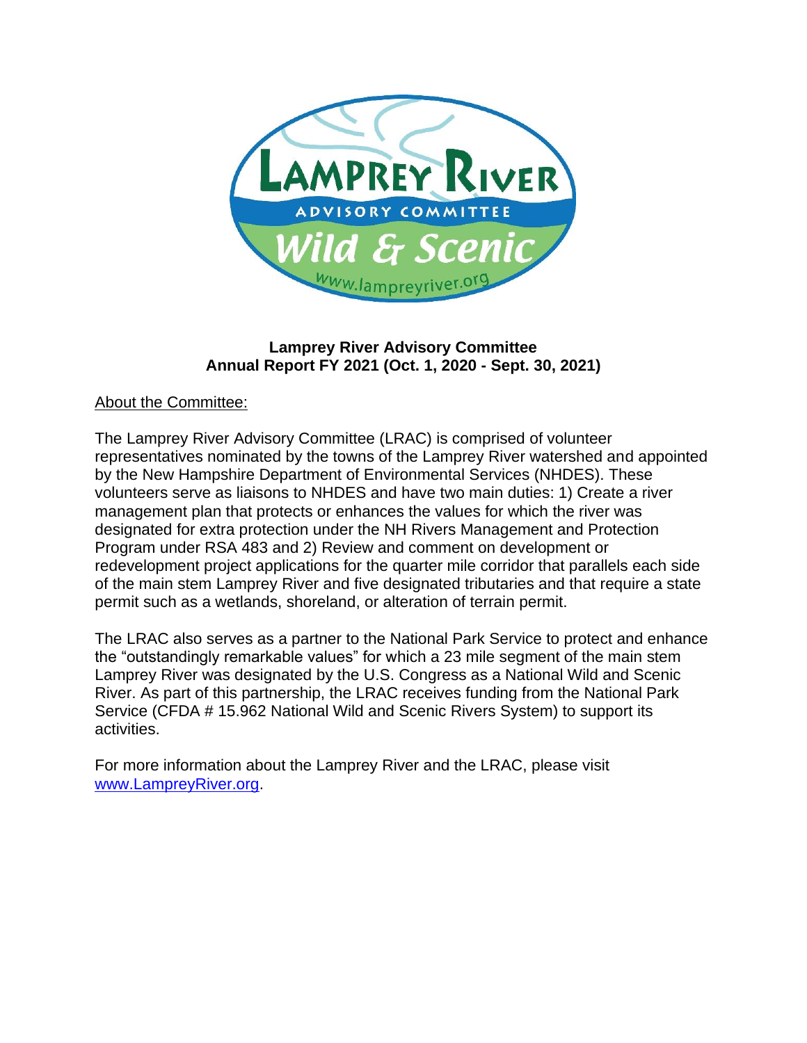**Lamprey River Advisory Committee**
**Annual Report FY 2021 (Oct. 1, 2020 - Sept. 30, 2021)**

About the Committee:

The Lamprey River Advisory Committee (LRAC) is comprised of volunteer representatives nominated by the towns of the Lamprey River watershed and appointed by the New Hampshire Department of Environmental Services (NHDES). These volunteers serve as liaisons to NHDES and have two main duties: 1) Create a river management plan that protects or enhances the values for which the river was designated for extra protection under the NH Rivers Management and Protection Program under RSA 483 and 2) Review and comment on development or redevelopment project applications for the quarter mile corridor that parallels each side of the main stem Lamprey River and five designated tributaries and that require a state permit such as a wetlands, shoreland, or alteration of terrain permit.

The LRAC also serves as a partner to the National Park Service to protect and enhance the "outstandingly remarkable values" for which a 23 mile segment of the main stem Lamprey River was designated by the U.S. Congress as a National Wild and Scenic River. As part of this partnership, the LRAC receives funding from the National Park Service (CFDA # 15.962 National Wild and Scenic Rivers System) to support its activities.

For more information about the Lamprey River and the LRAC, please visit www.LampreyRiver.org.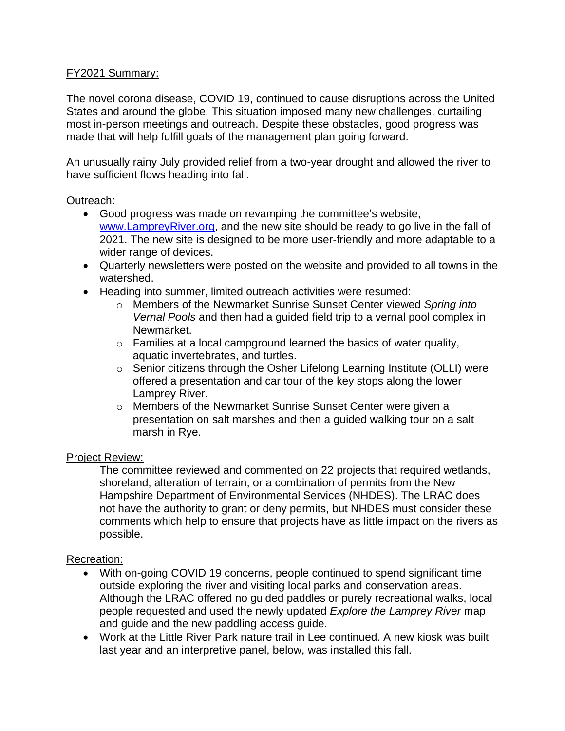## FY2021 Summary:

The novel corona disease, COVID 19, continued to cause disruptions across the United States and around the globe. This situation imposed many new challenges, curtailing most in-person meetings and outreach. Despite these obstacles, good progress was made that will help fulfill goals of the management plan going forward.

An unusually rainy July provided relief from a two-year drought and allowed the river to have sufficient flows heading into fall.

### Outreach:

- Good progress was made on revamping the committee's website, [www.LampreyRiver.org](http://www.LampreyRiver.org), and the new site should be ready to go live in the fall of 2021. The new site is designed to be more user-friendly and more adaptable to a wider range of devices.
- Quarterly newsletters were posted on the website and provided to all towns in the watershed.
- Heading into summer, limited outreach activities were resumed:
  - Members of the Newmarket Sunrise Sunset Center viewed *Spring into Vernal Pools* and then had a guided field trip to a vernal pool complex in Newmarket.
  - Families at a local campground learned the basics of water quality, aquatic invertebrates, and turtles.
  - Senior citizens through the Osher Lifelong Learning Institute (OLLI) were offered a presentation and car tour of the key stops along the lower Lamprey River.
  - Members of the Newmarket Sunrise Sunset Center were given a presentation on salt marshes and then a guided walking tour on a salt marsh in Rye.

### Project Review:

The committee reviewed and commented on 22 projects that required wetlands, shoreland, alteration of terrain, or a combination of permits from the New Hampshire Department of Environmental Services (NHDES). The LRAC does not have the authority to grant or deny permits, but NHDES must consider these comments which help to ensure that projects have as little impact on the rivers as possible.

### Recreation:

- With on-going COVID 19 concerns, people continued to spend significant time outside exploring the river and visiting local parks and conservation areas. Although the LRAC offered no guided paddles or purely recreational walks, local people requested and used the newly updated *Explore the Lamprey River* map and guide and the new paddling access guide.
- Work at the Little River Park nature trail in Lee continued. A new kiosk was built last year and an interpretive panel, below, was installed this fall.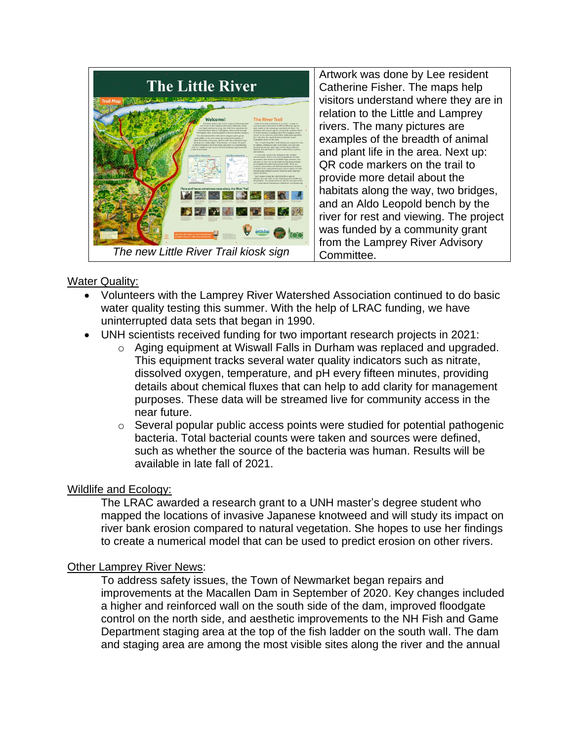| *The new Little River Trail kiosk sign* | Artwork was done by Lee resident Catherine Fisher. The maps help visitors understand where they are in relation to the Little and Lamprey rivers. The many pictures are examples of the breadth of animal and plant life in the area. Next up: QR code markers on the trail to provide more detail about the habitats along the way, two bridges, and an Aldo Leopold bench by the river for rest and viewing. The project was funded by a community grant from the Lamprey River Advisory Committee. |
| --- | --- |

Water Quality:

- Volunteers with the Lamprey River Watershed Association continued to do basic water quality testing this summer. With the help of LRAC funding, we have uninterrupted data sets that began in 1990.
- UNH scientists received funding for two important research projects in 2021:
  - Aging equipment at Wiswall Falls in Durham was replaced and upgraded. This equipment tracks several water quality indicators such as nitrate, dissolved oxygen, temperature, and pH every fifteen minutes, providing details about chemical fluxes that can help to add clarity for management purposes. These data will be streamed live for community access in the near future.
  - Several popular public access points were studied for potential pathogenic bacteria. Total bacterial counts were taken and sources were defined, such as whether the source of the bacteria was human. Results will be available in late fall of 2021.

Wildlife and Ecology:

The LRAC awarded a research grant to a UNH master's degree student who mapped the locations of invasive Japanese knotweed and will study its impact on river bank erosion compared to natural vegetation. She hopes to use her findings to create a numerical model that can be used to predict erosion on other rivers.

Other Lamprey River News:

To address safety issues, the Town of Newmarket began repairs and improvements at the Macallen Dam in September of 2020. Key changes included a higher and reinforced wall on the south side of the dam, improved floodgate control on the north side, and aesthetic improvements to the NH Fish and Game Department staging area at the top of the fish ladder on the south wall. The dam and staging area are among the most visible sites along the river and the annual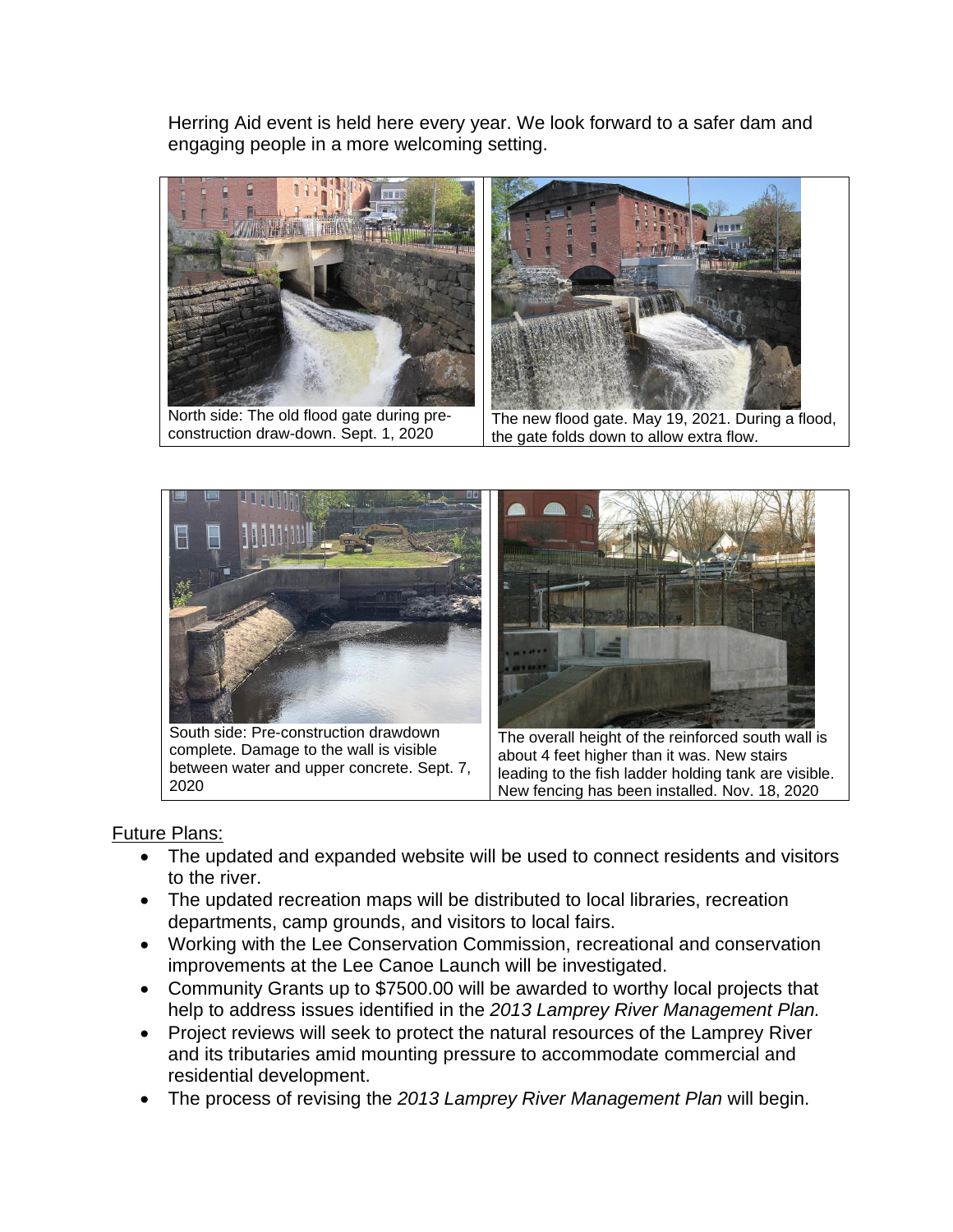Herring Aid event is held here every year. We look forward to a safer dam and engaging people in a more welcoming setting.

North side: The old flood gate during pre-construction draw-down. Sept. 1, 2020

The new flood gate. May 19, 2021. During a flood, the gate folds down to allow extra flow.

South side: Pre-construction drawdown complete. Damage to the wall is visible between water and upper concrete. Sept. 7, 2020

The overall height of the reinforced south wall is about 4 feet higher than it was. New stairs leading to the fish ladder holding tank are visible. New fencing has been installed. Nov. 18, 2020

Future Plans:

- The updated and expanded website will be used to connect residents and visitors to the river.
- The updated recreation maps will be distributed to local libraries, recreation departments, camp grounds, and visitors to local fairs.
- Working with the Lee Conservation Commission, recreational and conservation improvements at the Lee Canoe Launch will be investigated.
- Community Grants up to $7500.00 will be awarded to worthy local projects that help to address issues identified in the *2013 Lamprey River Management Plan.*
- Project reviews will seek to protect the natural resources of the Lamprey River and its tributaries amid mounting pressure to accommodate commercial and residential development.
- The process of revising the *2013 Lamprey River Management Plan* will begin.